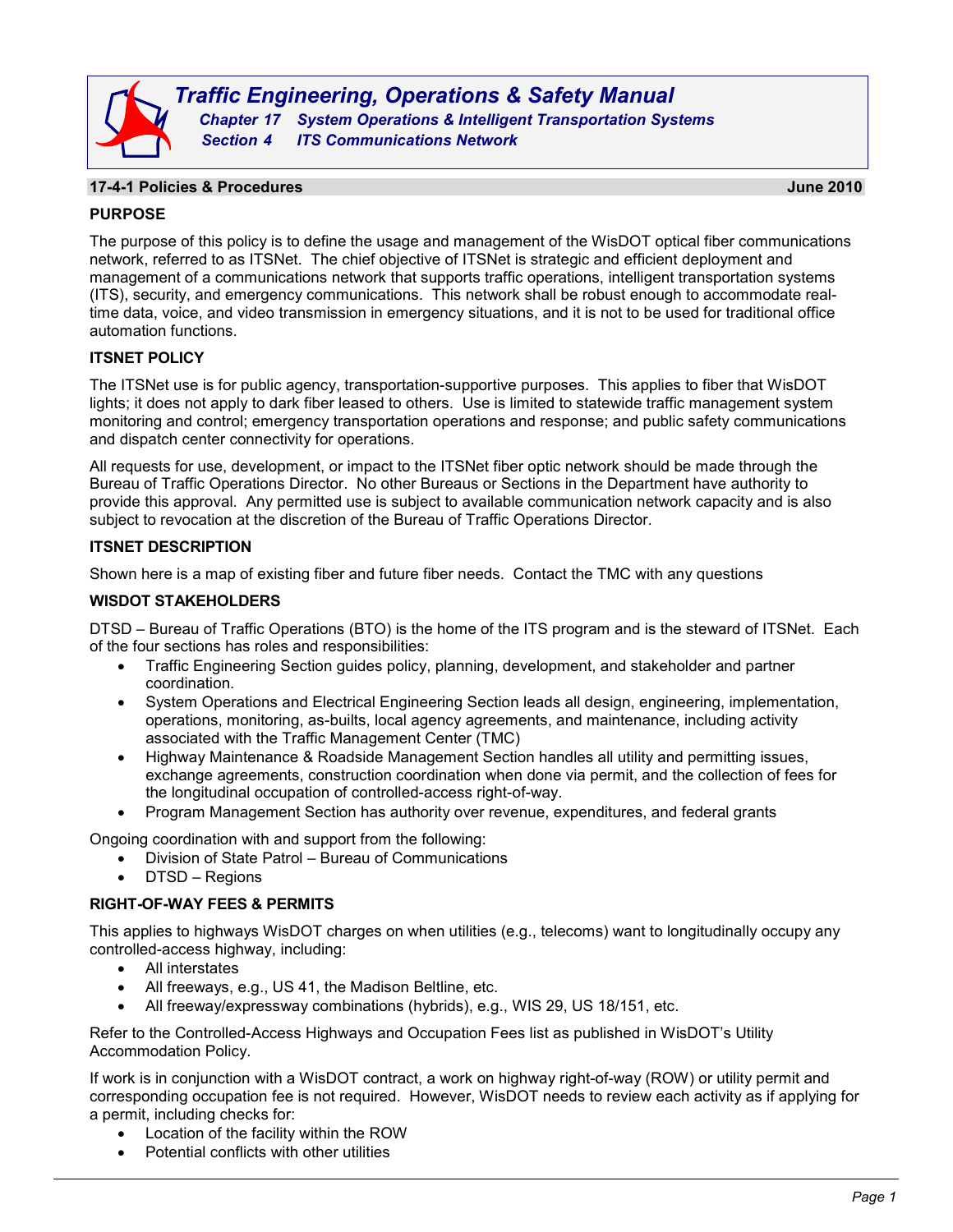# Traffic Engineering, Operations & Safety Manual

***Chapter 17 System Operations & Intelligent Transportation Systems***

***Section 4 ITS Communications Network***

## 17-4-1 Policies & Procedures — June 2010

### PURPOSE

The purpose of this policy is to define the usage and management of the WisDOT optical fiber communications network, referred to as ITSNet. The chief objective of ITSNet is strategic and efficient deployment and management of a communications network that supports traffic operations, intelligent transportation systems (ITS), security, and emergency communications. This network shall be robust enough to accommodate real-time data, voice, and video transmission in emergency situations, and it is not to be used for traditional office automation functions.

### ITSNET POLICY

The ITSNet use is for public agency, transportation-supportive purposes. This applies to fiber that WisDOT lights; it does not apply to dark fiber leased to others. Use is limited to statewide traffic management system monitoring and control; emergency transportation operations and response; and public safety communications and dispatch center connectivity for operations.

All requests for use, development, or impact to the ITSNet fiber optic network should be made through the Bureau of Traffic Operations Director. No other Bureaus or Sections in the Department have authority to provide this approval. Any permitted use is subject to available communication network capacity and is also subject to revocation at the discretion of the Bureau of Traffic Operations Director.

### ITSNET DESCRIPTION

Shown here is a map of existing fiber and future fiber needs. Contact the TMC with any questions

### WISDOT STAKEHOLDERS

DTSD – Bureau of Traffic Operations (BTO) is the home of the ITS program and is the steward of ITSNet. Each of the four sections has roles and responsibilities:

- Traffic Engineering Section guides policy, planning, development, and stakeholder and partner coordination.
- System Operations and Electrical Engineering Section leads all design, engineering, implementation, operations, monitoring, as-builts, local agency agreements, and maintenance, including activity associated with the Traffic Management Center (TMC)
- Highway Maintenance & Roadside Management Section handles all utility and permitting issues, exchange agreements, construction coordination when done via permit, and the collection of fees for the longitudinal occupation of controlled-access right-of-way.
- Program Management Section has authority over revenue, expenditures, and federal grants

Ongoing coordination with and support from the following:

- Division of State Patrol – Bureau of Communications
- DTSD – Regions

### RIGHT-OF-WAY FEES & PERMITS

This applies to highways WisDOT charges on when utilities (e.g., telecoms) want to longitudinally occupy any controlled-access highway, including:

- All interstates
- All freeways, e.g., US 41, the Madison Beltline, etc.
- All freeway/expressway combinations (hybrids), e.g., WIS 29, US 18/151, etc.

Refer to the Controlled-Access Highways and Occupation Fees list as published in WisDOT's Utility Accommodation Policy.

If work is in conjunction with a WisDOT contract, a work on highway right-of-way (ROW) or utility permit and corresponding occupation fee is not required. However, WisDOT needs to review each activity as if applying for a permit, including checks for:

- Location of the facility within the ROW
- Potential conflicts with other utilities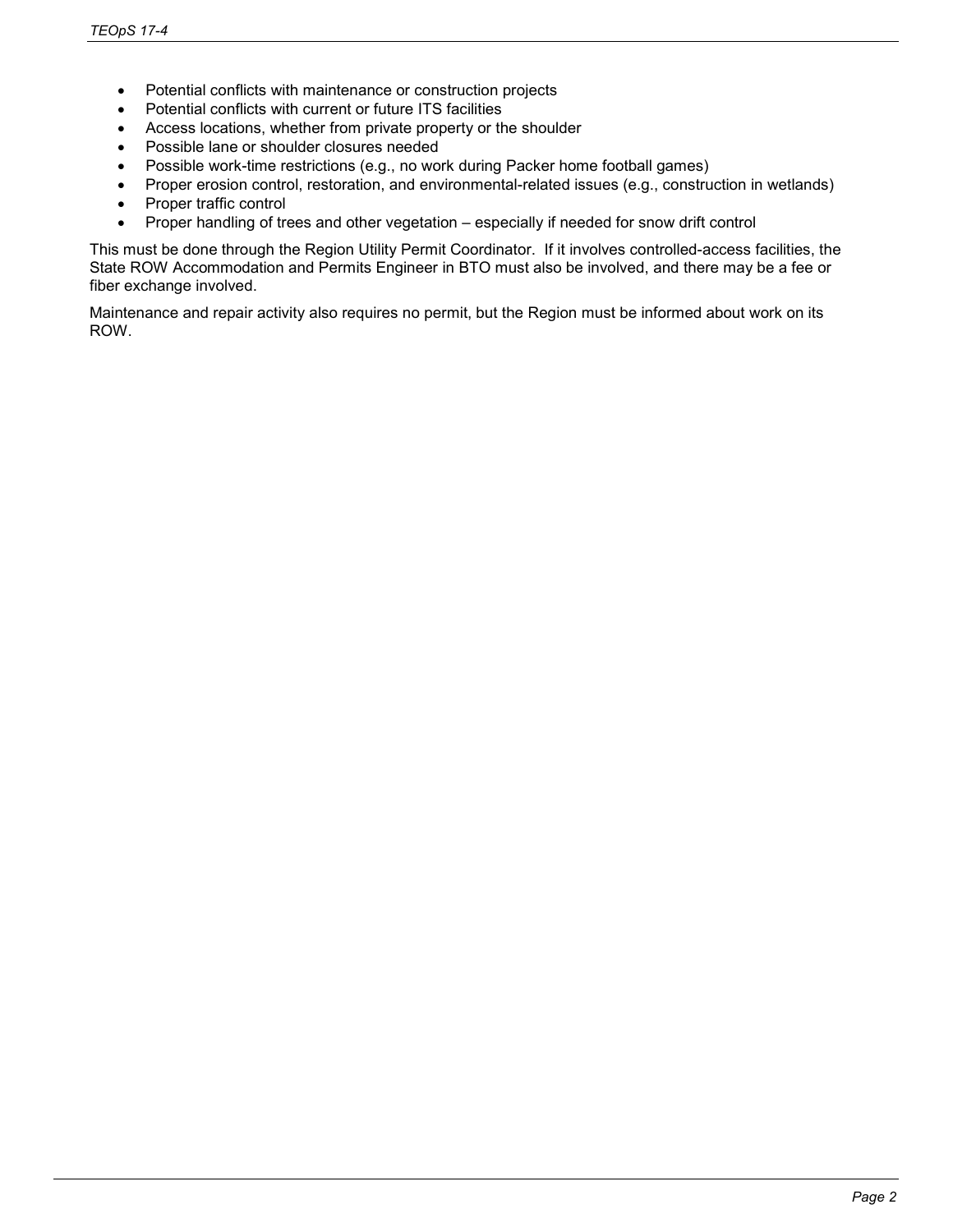- Potential conflicts with maintenance or construction projects
- Potential conflicts with current or future ITS facilities
- Access locations, whether from private property or the shoulder
- Possible lane or shoulder closures needed
- Possible work-time restrictions (e.g., no work during Packer home football games)
- Proper erosion control, restoration, and environmental-related issues (e.g., construction in wetlands)
- Proper traffic control
- Proper handling of trees and other vegetation – especially if needed for snow drift control

This must be done through the Region Utility Permit Coordinator. If it involves controlled-access facilities, the State ROW Accommodation and Permits Engineer in BTO must also be involved, and there may be a fee or fiber exchange involved.

Maintenance and repair activity also requires no permit, but the Region must be informed about work on its ROW.